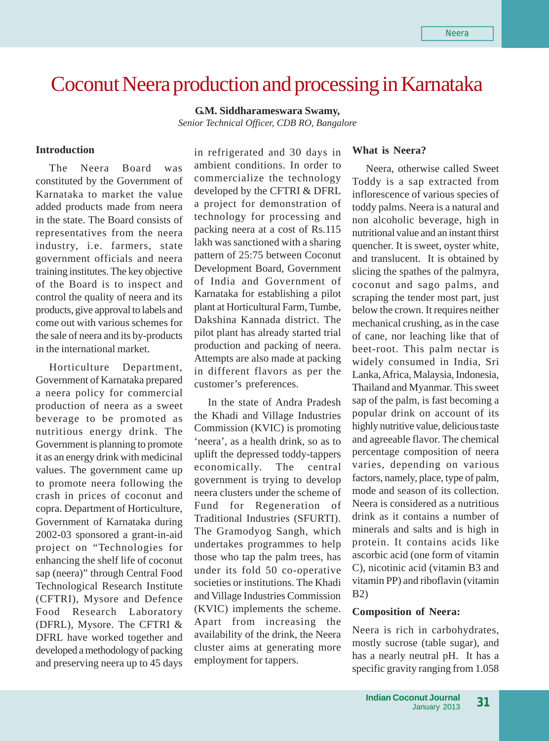# Coconut Neera production and processing in Karnataka

**G.M. Siddharameswara Swamy,**
*Senior Technical Officer, CDB RO, Bangalore*

## Introduction

The Neera Board was constituted by the Government of Karnataka to market the value added products made from neera in the state. The Board consists of representatives from the neera industry, i.e. farmers, state government officials and neera training institutes. The key objective of the Board is to inspect and control the quality of neera and its products, give approval to labels and come out with various schemes for the sale of neera and its by-products in the international market.

Horticulture Department, Government of Karnataka prepared a neera policy for commercial production of neera as a sweet beverage to be promoted as nutritious energy drink. The Government is planning to promote it as an energy drink with medicinal values. The government came up to promote neera following the crash in prices of coconut and copra. Department of Horticulture, Government of Karnataka during 2002-03 sponsored a grant-in-aid project on "Technologies for enhancing the shelf life of coconut sap (neera)" through Central Food Technological Research Institute (CFTRI), Mysore and Defence Food Research Laboratory (DFRL), Mysore. The CFTRI & DFRL have worked together and developed a methodology of packing and preserving neera up to 45 days in refrigerated and 30 days in ambient conditions. In order to commercialize the technology developed by the CFTRI & DFRL a project for demonstration of technology for processing and packing neera at a cost of Rs.115 lakh was sanctioned with a sharing pattern of 25:75 between Coconut Development Board, Government of India and Government of Karnataka for establishing a pilot plant at Horticultural Farm, Tumbe, Dakshina Kannada district. The pilot plant has already started trial production and packing of neera. Attempts are also made at packing in different flavors as per the customer's preferences.

In the state of Andra Pradesh the Khadi and Village Industries Commission (KVIC) is promoting 'neera', as a health drink, so as to uplift the depressed toddy-tappers economically. The central government is trying to develop neera clusters under the scheme of Fund for Regeneration of Traditional Industries (SFURTI). The Gramodyog Sangh, which undertakes programmes to help those who tap the palm trees, has under its fold 50 co-operative societies or institutions. The Khadi and Village Industries Commission (KVIC) implements the scheme. Apart from increasing the availability of the drink, the Neera cluster aims at generating more employment for tappers.

## What is Neera?

Neera, otherwise called Sweet Toddy is a sap extracted from inflorescence of various species of toddy palms. Neera is a natural and non alcoholic beverage, high in nutritional value and an instant thirst quencher. It is sweet, oyster white, and translucent. It is obtained by slicing the spathes of the palmyra, coconut and sago palms, and scraping the tender most part, just below the crown. It requires neither mechanical crushing, as in the case of cane, nor leaching like that of beet-root. This palm nectar is widely consumed in India, Sri Lanka, Africa, Malaysia, Indonesia, Thailand and Myanmar. This sweet sap of the palm, is fast becoming a popular drink on account of its highly nutritive value, delicious taste and agreeable flavor. The chemical percentage composition of neera varies, depending on various factors, namely, place, type of palm, mode and season of its collection. Neera is considered as a nutritious drink as it contains a number of minerals and salts and is high in protein. It contains acids like ascorbic acid (one form of vitamin C), nicotinic acid (vitamin B3 and vitamin PP) and riboflavin (vitamin B2)

## Composition of Neera:

Neera is rich in carbohydrates, mostly sucrose (table sugar), and has a nearly neutral pH. It has a specific gravity ranging from 1.058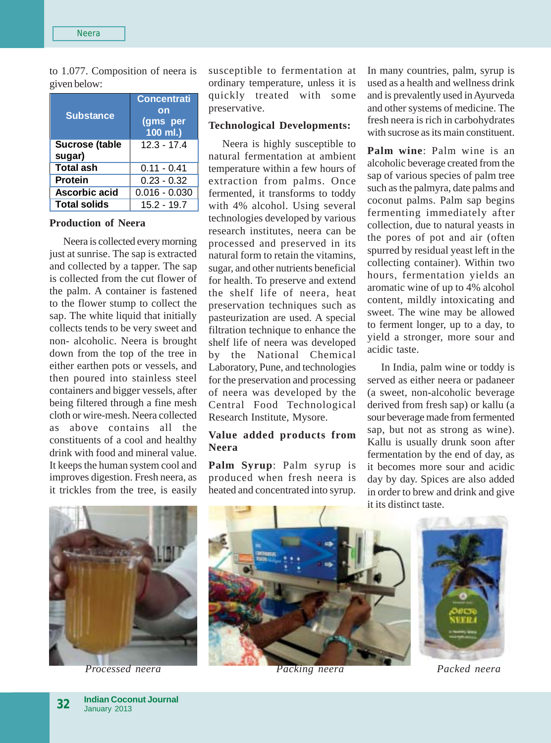to 1.077. Composition of neera is given below:

| Substance | Concentration (gms per 100 ml.) |
|---|---|
| Sucrose (table sugar) | 12.3 - 17.4 |
| Total ash | 0.11 - 0.41 |
| Protein | 0.23 - 0.32 |
| Ascorbic acid | 0.016 - 0.030 |
| Total solids | 15.2 - 19.7 |

**Production of Neera**

Neera is collected every morning just at sunrise. The sap is extracted and collected by a tapper. The sap is collected from the cut flower of the palm. A container is fastened to the flower stump to collect the sap. The white liquid that initially collects tends to be very sweet and non- alcoholic. Neera is brought down from the top of the tree in either earthen pots or vessels, and then poured into stainless steel containers and bigger vessels, after being filtered through a fine mesh cloth or wire-mesh. Neera collected as above contains all the constituents of a cool and healthy drink with food and mineral value. It keeps the human system cool and improves digestion. Fresh neera, as it trickles from the tree, is easily susceptible to fermentation at ordinary temperature, unless it is quickly treated with some preservative.

**Technological Developments:**

Neera is highly susceptible to natural fermentation at ambient temperature within a few hours of extraction from palms. Once fermented, it transforms to toddy with 4% alcohol. Using several technologies developed by various research institutes, neera can be processed and preserved in its natural form to retain the vitamins, sugar, and other nutrients beneficial for health. To preserve and extend the shelf life of neera, heat preservation techniques such as pasteurization are used. A special filtration technique to enhance the shelf life of neera was developed by the National Chemical Laboratory, Pune, and technologies for the preservation and processing of neera was developed by the Central Food Technological Research Institute, Mysore.

**Value added products from Neera**

**Palm Syrup**: Palm syrup is produced when fresh neera is heated and concentrated into syrup. In many countries, palm, syrup is used as a health and wellness drink and is prevalently used in Ayurveda and other systems of medicine. The fresh neera is rich in carbohydrates with sucrose as its main constituent.

**Palm wine**: Palm wine is an alcoholic beverage created from the sap of various species of palm tree such as the palmyra, date palms and coconut palms. Palm sap begins fermenting immediately after collection, due to natural yeasts in the pores of pot and air (often spurred by residual yeast left in the collecting container). Within two hours, fermentation yields an aromatic wine of up to 4% alcohol content, mildly intoxicating and sweet. The wine may be allowed to ferment longer, up to a day, to yield a stronger, more sour and acidic taste.

In India, palm wine or toddy is served as either neera or padaneer (a sweet, non-alcoholic beverage derived from fresh sap) or kallu (a sour beverage made from fermented sap, but not as strong as wine). Kallu is usually drunk soon after fermentation by the end of day, as it becomes more sour and acidic day by day. Spices are also added in order to brew and drink and give it its distinct taste.

*Processed neera*

*Packing neera*

*Packed neera*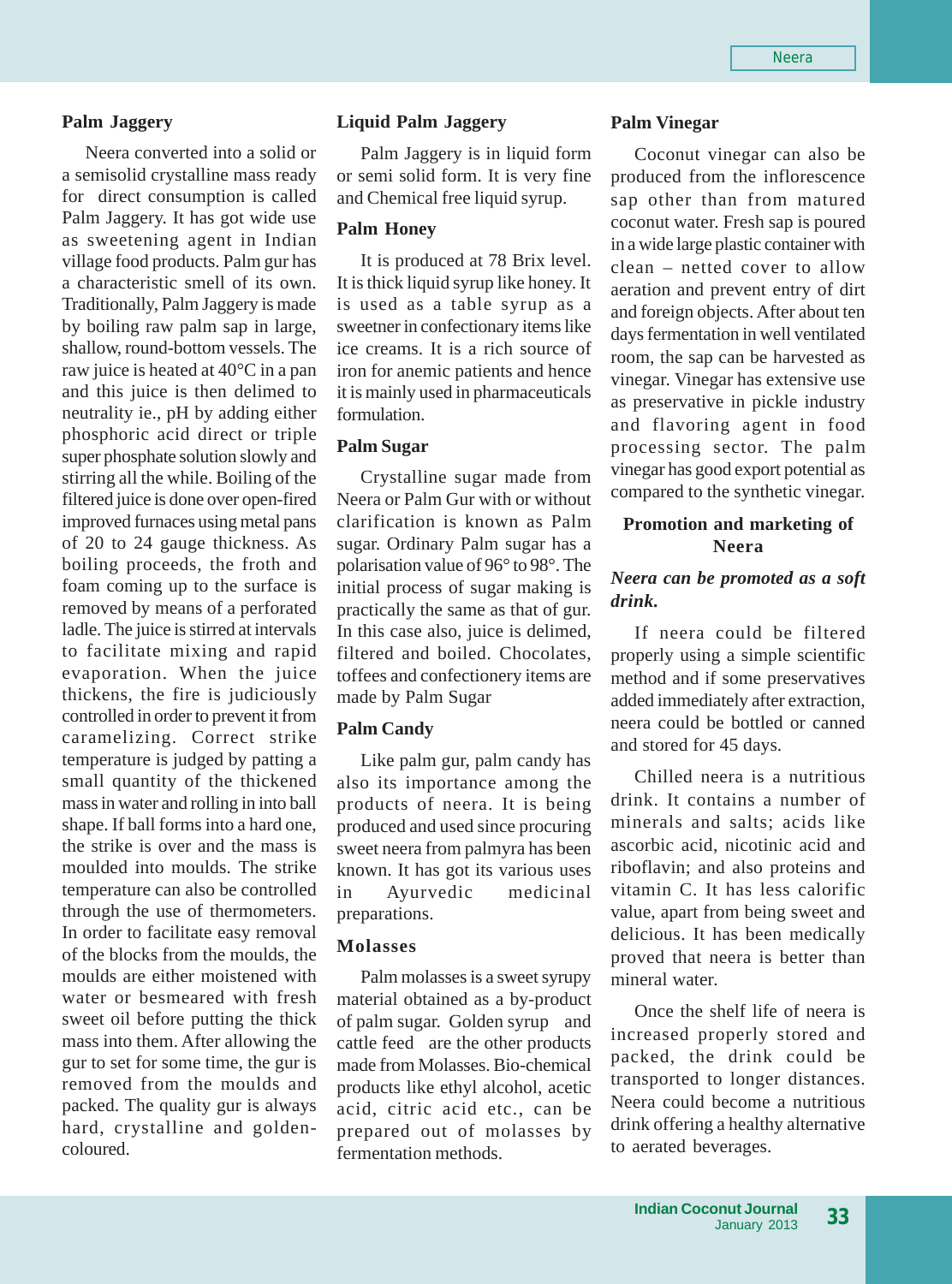### Palm Jaggery

Neera converted into a solid or a semisolid crystalline mass ready for direct consumption is called Palm Jaggery. It has got wide use as sweetening agent in Indian village food products. Palm gur has a characteristic smell of its own. Traditionally, Palm Jaggery is made by boiling raw palm sap in large, shallow, round-bottom vessels. The raw juice is heated at 40°C in a pan and this juice is then delimed to neutrality ie., pH by adding either phosphoric acid direct or triple super phosphate solution slowly and stirring all the while. Boiling of the filtered juice is done over open-fired improved furnaces using metal pans of 20 to 24 gauge thickness. As boiling proceeds, the froth and foam coming up to the surface is removed by means of a perforated ladle. The juice is stirred at intervals to facilitate mixing and rapid evaporation. When the juice thickens, the fire is judiciously controlled in order to prevent it from caramelizing. Correct strike temperature is judged by patting a small quantity of the thickened mass in water and rolling in into ball shape. If ball forms into a hard one, the strike is over and the mass is moulded into moulds. The strike temperature can also be controlled through the use of thermometers. In order to facilitate easy removal of the blocks from the moulds, the moulds are either moistened with water or besmeared with fresh sweet oil before putting the thick mass into them. After allowing the gur to set for some time, the gur is removed from the moulds and packed. The quality gur is always hard, crystalline and golden-coloured.

### Liquid Palm Jaggery

Palm Jaggery is in liquid form or semi solid form. It is very fine and Chemical free liquid syrup.

### Palm Honey

It is produced at 78 Brix level. It is thick liquid syrup like honey. It is used as a table syrup as a sweetner in confectionary items like ice creams. It is a rich source of iron for anemic patients and hence it is mainly used in pharmaceuticals formulation.

### Palm Sugar

Crystalline sugar made from Neera or Palm Gur with or without clarification is known as Palm sugar. Ordinary Palm sugar has a polarisation value of 96° to 98°. The initial process of sugar making is practically the same as that of gur. In this case also, juice is delimed, filtered and boiled. Chocolates, toffees and confectionery items are made by Palm Sugar

### Palm Candy

Like palm gur, palm candy has also its importance among the products of neera. It is being produced and used since procuring sweet neera from palmyra has been known. It has got its various uses in Ayurvedic medicinal preparations.

### Molasses

Palm molasses is a sweet syrupy material obtained as a by-product of palm sugar. Golden syrup and cattle feed are the other products made from Molasses. Bio-chemical products like ethyl alcohol, acetic acid, citric acid etc., can be prepared out of molasses by fermentation methods.

### Palm Vinegar

Coconut vinegar can also be produced from the inflorescence sap other than from matured coconut water. Fresh sap is poured in a wide large plastic container with clean – netted cover to allow aeration and prevent entry of dirt and foreign objects. After about ten days fermentation in well ventilated room, the sap can be harvested as vinegar. Vinegar has extensive use as preservative in pickle industry and flavoring agent in food processing sector. The palm vinegar has good export potential as compared to the synthetic vinegar.

## Promotion and marketing of Neera

***Neera can be promoted as a soft drink.***

If neera could be filtered properly using a simple scientific method and if some preservatives added immediately after extraction, neera could be bottled or canned and stored for 45 days.

Chilled neera is a nutritious drink. It contains a number of minerals and salts; acids like ascorbic acid, nicotinic acid and riboflavin; and also proteins and vitamin C. It has less calorific value, apart from being sweet and delicious. It has been medically proved that neera is better than mineral water.

Once the shelf life of neera is increased properly stored and packed, the drink could be transported to longer distances. Neera could become a nutritious drink offering a healthy alternative to aerated beverages.